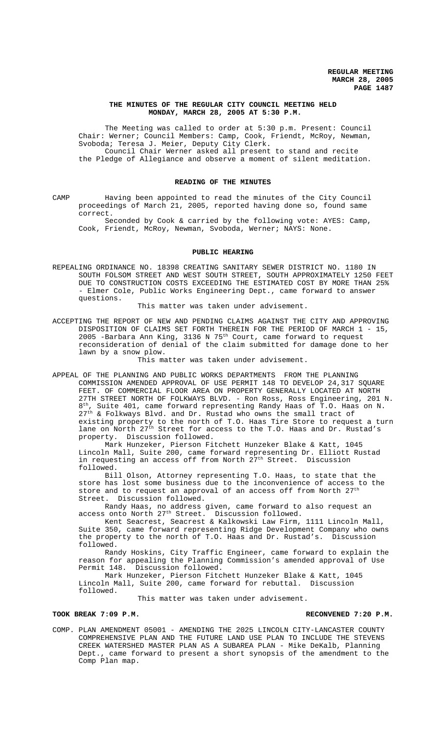**THE MINUTES OF THE REGULAR CITY COUNCIL MEETING HELD MONDAY, MARCH 28, 2005 AT 5:30 P.M.**

The Meeting was called to order at 5:30 p.m. Present: Council Chair: Werner; Council Members: Camp, Cook, Friendt, McRoy, Newman, Svoboda; Teresa J. Meier, Deputy City Clerk.

Council Chair Werner asked all present to stand and recite the Pledge of Allegiance and observe a moment of silent meditation.

**READING OF THE MINUTES**

CAMP Having been appointed to read the minutes of the City Council proceedings of March 21, 2005, reported having done so, found same correct.

Seconded by Cook & carried by the following vote: AYES: Camp, Cook, Friendt, McRoy, Newman, Svoboda, Werner; NAYS: None.

**PUBLIC HEARING**

REPEALING ORDINANCE NO. 18398 CREATING SANITARY SEWER DISTRICT NO. 1180 IN SOUTH FOLSOM STREET AND WEST SOUTH STREET, SOUTH APPROXIMATELY 1250 FEET DUE TO CONSTRUCTION COSTS EXCEEDING THE ESTIMATED COST BY MORE THAN 25% - Elmer Cole, Public Works Engineering Dept., came forward to answer questions.

This matter was taken under advisement.

ACCEPTING THE REPORT OF NEW AND PENDING CLAIMS AGAINST THE CITY AND APPROVING DISPOSITION OF CLAIMS SET FORTH THEREIN FOR THE PERIOD OF MARCH 1 - 15, 2005 -Barbara Ann King, 3136 N 75th Court, came forward to request reconsideration of denial of the claim submitted for damage done to her lawn by a snow plow.

This matter was taken under advisement.

APPEAL OF THE PLANNING AND PUBLIC WORKS DEPARTMENTS FROM THE PLANNING COMMISSION AMENDED APPROVAL OF USE PERMIT 148 TO DEVELOP 24,317 SQUARE FEET. OF COMMERCIAL FLOOR AREA ON PROPERTY GENERALLY LOCATED AT NORTH 27TH STREET NORTH OF FOLKWAYS BLVD. - Ron Ross, Ross Engineering, 201 N. 8th, Suite 401, came forward representing Randy Haas of T.O. Haas on N. 27th & Folkways Blvd. and Dr. Rustad who owns the small tract of existing property to the north of T.O. Haas Tire Store to request a turn lane on North 27th Street for access to the T.O. Haas and Dr. Rustad's property. Discussion followed.

Mark Hunzeker, Pierson Fitchett Hunzeker Blake & Katt, 1045 Lincoln Mall, Suite 200, came forward representing Dr. Elliott Rustad in requesting an access off from North 27th Street. Discussion followed.

Bill Olson, Attorney representing T.O. Haas, to state that the store has lost some business due to the inconvenience of access to the store and to request an approval of an access off from North 27th Street. Discussion followed.

Randy Haas, no address given, came forward to also request an access onto North 27th Street. Discussion followed.

Kent Seacrest, Seacrest & Kalkowski Law Firm, 1111 Lincoln Mall, Suite 350, came forward representing Ridge Development Company who owns the property to the north of T.O. Haas and Dr. Rustad's. Discussion followed.

Randy Hoskins, City Traffic Engineer, came forward to explain the reason for appealing the Planning Commission's amended approval of Use Permit 148. Discussion followed.

Mark Hunzeker, Pierson Fitchett Hunzeker Blake & Katt, 1045 Lincoln Mall, Suite 200, came forward for rebuttal. Discussion followed.

This matter was taken under advisement.

**TOOK BREAK 7:09 P.M.** **RECONVENED 7:20 P.M.**

COMP. PLAN AMENDMENT 05001 - AMENDING THE 2025 LINCOLN CITY-LANCASTER COUNTY COMPREHENSIVE PLAN AND THE FUTURE LAND USE PLAN TO INCLUDE THE STEVENS CREEK WATERSHED MASTER PLAN AS A SUBAREA PLAN - Mike DeKalb, Planning Dept., came forward to present a short synopsis of the amendment to the Comp Plan map.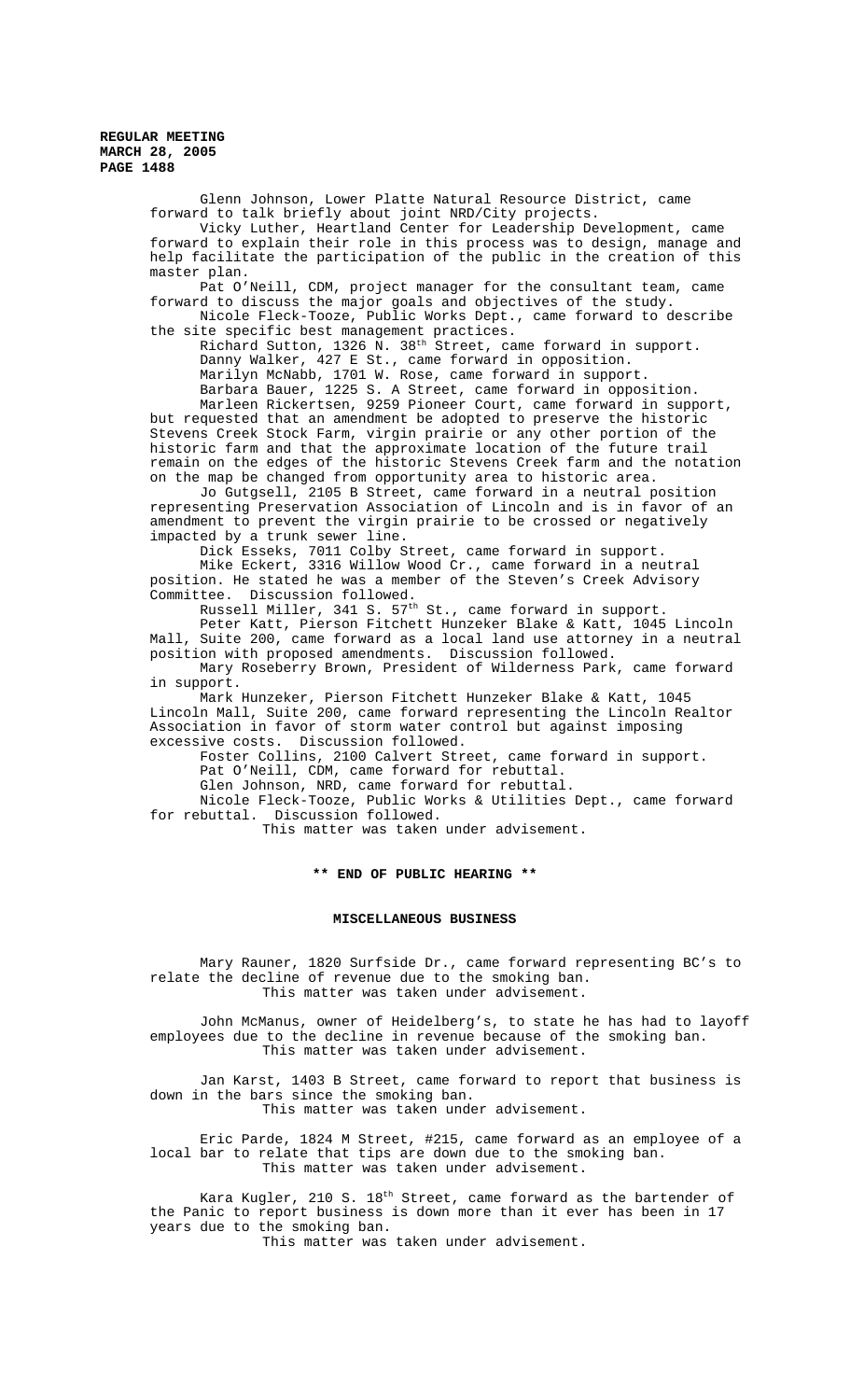Glenn Johnson, Lower Platte Natural Resource District, came forward to talk briefly about joint NRD/City projects.

Vicky Luther, Heartland Center for Leadership Development, came forward to explain their role in this process was to design, manage and help facilitate the participation of the public in the creation of this master plan.

Pat O'Neill, CDM, project manager for the consultant team, came forward to discuss the major goals and objectives of the study.

Nicole Fleck-Tooze, Public Works Dept., came forward to describe the site specific best management practices.

Richard Sutton, 1326 N. 38th Street, came forward in support.

Danny Walker, 427 E St., came forward in opposition.

Marilyn McNabb, 1701 W. Rose, came forward in support.

Barbara Bauer, 1225 S. A Street, came forward in opposition.

Marleen Rickertsen, 9259 Pioneer Court, came forward in support, but requested that an amendment be adopted to preserve the historic Stevens Creek Stock Farm, virgin prairie or any other portion of the historic farm and that the approximate location of the future trail remain on the edges of the historic Stevens Creek farm and the notation on the map be changed from opportunity area to historic area.

Jo Gutgsell, 2105 B Street, came forward in a neutral position representing Preservation Association of Lincoln and is in favor of an amendment to prevent the virgin prairie to be crossed or negatively impacted by a trunk sewer line.

Dick Esseks, 7011 Colby Street, came forward in support.

Mike Eckert, 3316 Willow Wood Cr., came forward in a neutral position. He stated he was a member of the Steven's Creek Advisory Committee. Discussion followed.

Russell Miller, 341 S. 57th St., came forward in support.

Peter Katt, Pierson Fitchett Hunzeker Blake & Katt, 1045 Lincoln Mall, Suite 200, came forward as a local land use attorney in a neutral position with proposed amendments. Discussion followed.

Mary Roseberry Brown, President of Wilderness Park, came forward in support.

Mark Hunzeker, Pierson Fitchett Hunzeker Blake & Katt, 1045 Lincoln Mall, Suite 200, came forward representing the Lincoln Realtor Association in favor of storm water control but against imposing excessive costs. Discussion followed.

Foster Collins, 2100 Calvert Street, came forward in support.

Pat O'Neill, CDM, came forward for rebuttal.

Glen Johnson, NRD, came forward for rebuttal.

Nicole Fleck-Tooze, Public Works & Utilities Dept., came forward for rebuttal. Discussion followed.

This matter was taken under advisement.

**\*\* END OF PUBLIC HEARING \*\***

## MISCELLANEOUS BUSINESS

Mary Rauner, 1820 Surfside Dr., came forward representing BC's to relate the decline of revenue due to the smoking ban.

This matter was taken under advisement.

John McManus, owner of Heidelberg's, to state he has had to layoff employees due to the decline in revenue because of the smoking ban.

This matter was taken under advisement.

Jan Karst, 1403 B Street, came forward to report that business is down in the bars since the smoking ban.

This matter was taken under advisement.

Eric Parde, 1824 M Street, #215, came forward as an employee of a local bar to relate that tips are down due to the smoking ban.

This matter was taken under advisement.

Kara Kugler, 210 S. 18th Street, came forward as the bartender of the Panic to report business is down more than it ever has been in 17 years due to the smoking ban.

This matter was taken under advisement.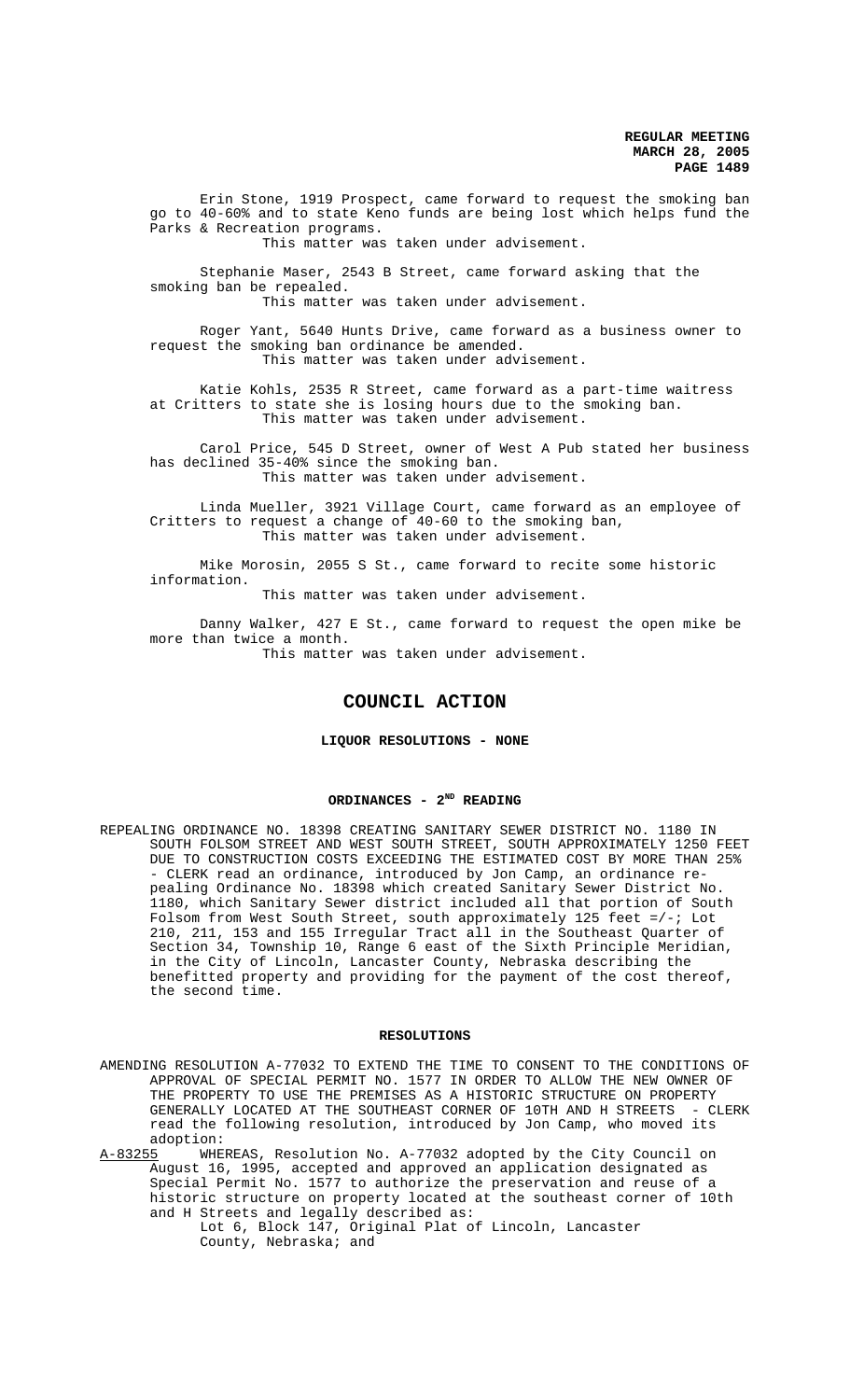Erin Stone, 1919 Prospect, came forward to request the smoking ban go to 40-60% and to state Keno funds are being lost which helps fund the Parks & Recreation programs.

This matter was taken under advisement.

Stephanie Maser, 2543 B Street, came forward asking that the smoking ban be repealed.

This matter was taken under advisement.

Roger Yant, 5640 Hunts Drive, came forward as a business owner to request the smoking ban ordinance be amended.

This matter was taken under advisement.

Katie Kohls, 2535 R Street, came forward as a part-time waitress at Critters to state she is losing hours due to the smoking ban.

This matter was taken under advisement.

Carol Price, 545 D Street, owner of West A Pub stated her business has declined 35-40% since the smoking ban.

This matter was taken under advisement.

Linda Mueller, 3921 Village Court, came forward as an employee of Critters to request a change of 40-60 to the smoking ban,

This matter was taken under advisement.

Mike Morosin, 2055 S St., came forward to recite some historic information.

This matter was taken under advisement.

Danny Walker, 427 E St., came forward to request the open mike be more than twice a month.

This matter was taken under advisement.

## COUNCIL ACTION

### LIQUOR RESOLUTIONS - NONE

### ORDINANCES - 2ND READING

REPEALING ORDINANCE NO. 18398 CREATING SANITARY SEWER DISTRICT NO. 1180 IN SOUTH FOLSOM STREET AND WEST SOUTH STREET, SOUTH APPROXIMATELY 1250 FEET DUE TO CONSTRUCTION COSTS EXCEEDING THE ESTIMATED COST BY MORE THAN 25% - CLERK read an ordinance, introduced by Jon Camp, an ordinance re-pealing Ordinance No. 18398 which created Sanitary Sewer District No. 1180, which Sanitary Sewer district included all that portion of South Folsom from West South Street, south approximately 125 feet =/-; Lot 210, 211, 153 and 155 Irregular Tract all in the Southeast Quarter of Section 34, Township 10, Range 6 east of the Sixth Principle Meridian, in the City of Lincoln, Lancaster County, Nebraska describing the benefitted property and providing for the payment of the cost thereof, the second time.

### RESOLUTIONS

AMENDING RESOLUTION A-77032 TO EXTEND THE TIME TO CONSENT TO THE CONDITIONS OF APPROVAL OF SPECIAL PERMIT NO. 1577 IN ORDER TO ALLOW THE NEW OWNER OF THE PROPERTY TO USE THE PREMISES AS A HISTORIC STRUCTURE ON PROPERTY GENERALLY LOCATED AT THE SOUTHEAST CORNER OF 10TH AND H STREETS - CLERK read the following resolution, introduced by Jon Camp, who moved its adoption:

A-83255 WHEREAS, Resolution No. A-77032 adopted by the City Council on August 16, 1995, accepted and approved an application designated as Special Permit No. 1577 to authorize the preservation and reuse of a historic structure on property located at the southeast corner of 10th and H Streets and legally described as:

Lot 6, Block 147, Original Plat of Lincoln, Lancaster County, Nebraska; and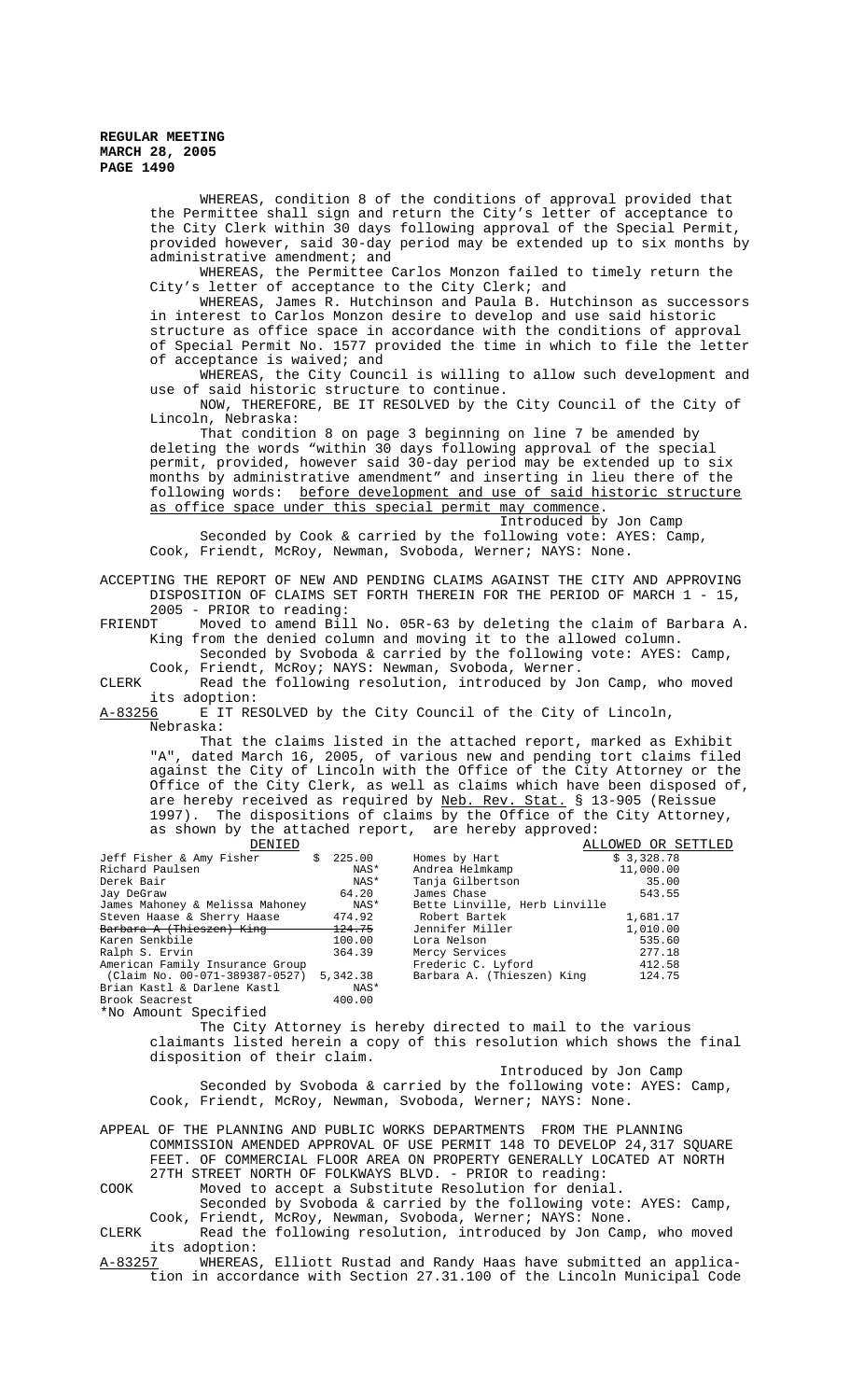WHEREAS, condition 8 of the conditions of approval provided that the Permittee shall sign and return the City's letter of acceptance to the City Clerk within 30 days following approval of the Special Permit, provided however, said 30-day period may be extended up to six months by administrative amendment; and

WHEREAS, the Permittee Carlos Monzon failed to timely return the City's letter of acceptance to the City Clerk; and

WHEREAS, James R. Hutchinson and Paula B. Hutchinson as successors in interest to Carlos Monzon desire to develop and use said historic structure as office space in accordance with the conditions of approval of Special Permit No. 1577 provided the time in which to file the letter of acceptance is waived; and

WHEREAS, the City Council is willing to allow such development and use of said historic structure to continue.

NOW, THEREFORE, BE IT RESOLVED by the City Council of the City of Lincoln, Nebraska:

That condition 8 on page 3 beginning on line 7 be amended by deleting the words "within 30 days following approval of the special permit, provided, however said 30-day period may be extended up to six months by administrative amendment" and inserting in lieu there of the following words: <u>before development and use of said historic structure as office space under this special permit may commence</u>.

Introduced by Jon Camp

Seconded by Cook & carried by the following vote: AYES: Camp, Cook, Friendt, McRoy, Newman, Svoboda, Werner; NAYS: None.

ACCEPTING THE REPORT OF NEW AND PENDING CLAIMS AGAINST THE CITY AND APPROVING DISPOSITION OF CLAIMS SET FORTH THEREIN FOR THE PERIOD OF MARCH 1 - 15, 2005 - PRIOR to reading:

FRIENDT Moved to amend Bill No. 05R-63 by deleting the claim of Barbara A. King from the denied column and moving it to the allowed column.

Seconded by Svoboda & carried by the following vote: AYES: Camp, Cook, Friendt, McRoy; NAYS: Newman, Svoboda, Werner.

CLERK Read the following resolution, introduced by Jon Camp, who moved its adoption:

<u>A-83256</u> E IT RESOLVED by the City Council of the City of Lincoln, Nebraska:

That the claims listed in the attached report, marked as Exhibit "A", dated March 16, 2005, of various new and pending tort claims filed against the City of Lincoln with the Office of the City Attorney or the Office of the City Clerk, as well as claims which have been disposed of, are hereby received as required by <u>Neb. Rev. Stat.</u> § 13-905 (Reissue 1997). The dispositions of claims by the Office of the City Attorney, as shown by the attached report, are hereby approved:

| DENIED | | ALLOWED OR SETTLED | |
|---|---|---|---|
| Jeff Fisher & Amy Fisher | $ 225.00 | Homes by Hart | $ 3,328.78 |
| Richard Paulsen | NAS* | Andrea Helmkamp | 11,000.00 |
| Derek Bair | NAS* | Tanja Gilbertson | 35.00 |
| Jay DeGraw | 64.20 | James Chase | 543.55 |
| James Mahoney & Melissa Mahoney | NAS* | Bette Linville, Herb Linville | |
| Steven Haase & Sherry Haase | 474.92 | Robert Bartek | 1,681.17 |
| ~~Barbara A (Thieszen) King~~ | ~~124.75~~ | Jennifer Miller | 1,010.00 |
| Karen Senkbile | 100.00 | Lora Nelson | 535.60 |
| Ralph S. Ervin | 364.39 | Mercy Services | 277.18 |
| American Family Insurance Group | | Frederic C. Lyford | 412.58 |
| (Claim No. 00-071-389387-0527) | 5,342.38 | Barbara A. (Thieszen) King | 124.75 |
| Brian Kastl & Darlene Kastl | NAS* | | |
| Brook Seacrest | 400.00 | | |

*No Amount Specified

The City Attorney is hereby directed to mail to the various claimants listed herein a copy of this resolution which shows the final disposition of their claim.

Introduced by Jon Camp

Seconded by Svoboda & carried by the following vote: AYES: Camp, Cook, Friendt, McRoy, Newman, Svoboda, Werner; NAYS: None.

APPEAL OF THE PLANNING AND PUBLIC WORKS DEPARTMENTS FROM THE PLANNING COMMISSION AMENDED APPROVAL OF USE PERMIT 148 TO DEVELOP 24,317 SQUARE FEET. OF COMMERCIAL FLOOR AREA ON PROPERTY GENERALLY LOCATED AT NORTH 27TH STREET NORTH OF FOLKWAYS BLVD. - PRIOR to reading:

COOK Moved to accept a Substitute Resolution for denial.

Seconded by Svoboda & carried by the following vote: AYES: Camp, Cook, Friendt, McRoy, Newman, Svoboda, Werner; NAYS: None.

CLERK Read the following resolution, introduced by Jon Camp, who moved its adoption:

<u>A-83257</u> WHEREAS, Elliott Rustad and Randy Haas have submitted an application in accordance with Section 27.31.100 of the Lincoln Municipal Code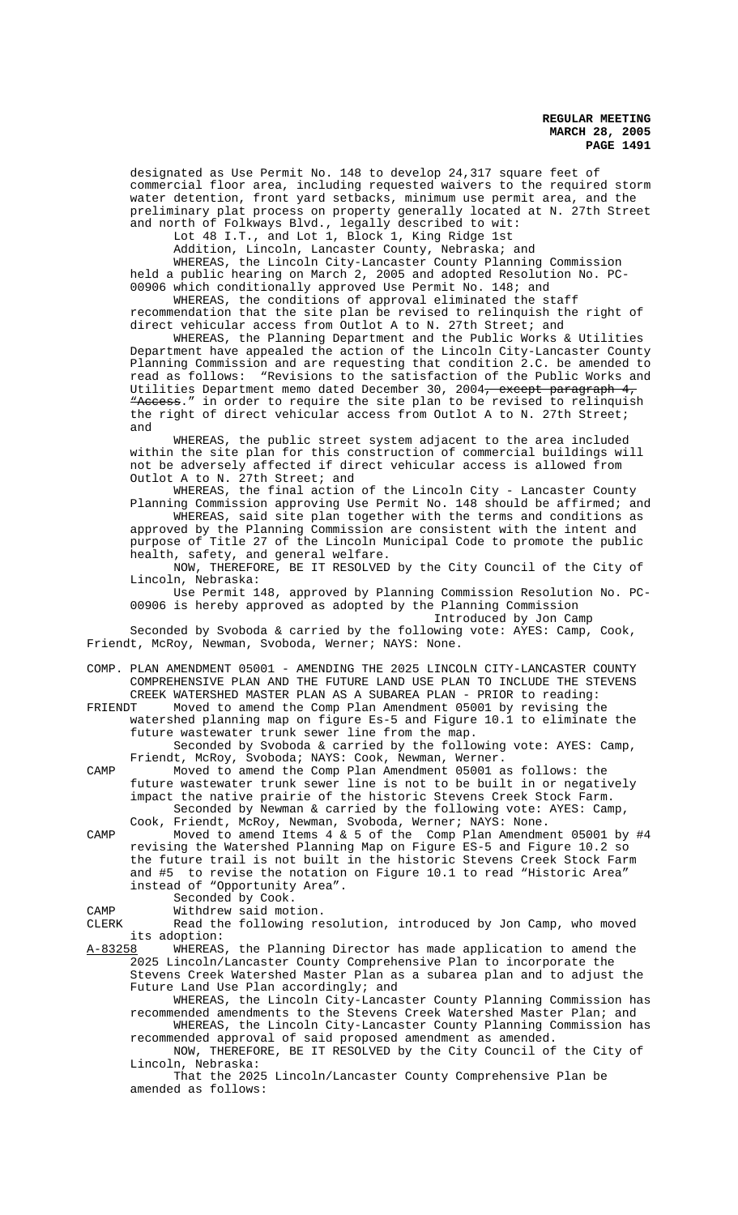designated as Use Permit No. 148 to develop 24,317 square feet of commercial floor area, including requested waivers to the required storm water detention, front yard setbacks, minimum use permit area, and the preliminary plat process on property generally located at N. 27th Street and north of Folkways Blvd., legally described to wit:

Lot 48 I.T., and Lot 1, Block 1, King Ridge 1st Addition, Lincoln, Lancaster County, Nebraska; and

WHEREAS, the Lincoln City-Lancaster County Planning Commission held a public hearing on March 2, 2005 and adopted Resolution No. PC-00906 which conditionally approved Use Permit No. 148; and

WHEREAS, the conditions of approval eliminated the staff recommendation that the site plan be revised to relinquish the right of direct vehicular access from Outlot A to N. 27th Street; and

WHEREAS, the Planning Department and the Public Works & Utilities Department have appealed the action of the Lincoln City-Lancaster County Planning Commission and are requesting that condition 2.C. be amended to read as follows: "Revisions to the satisfaction of the Public Works and Utilities Department memo dated December 30, 2004~~, except paragraph 4, "Access~~." in order to require the site plan to be revised to relinquish the right of direct vehicular access from Outlot A to N. 27th Street; and

WHEREAS, the public street system adjacent to the area included within the site plan for this construction of commercial buildings will not be adversely affected if direct vehicular access is allowed from Outlot A to N. 27th Street; and

WHEREAS, the final action of the Lincoln City - Lancaster County Planning Commission approving Use Permit No. 148 should be affirmed; and

WHEREAS, said site plan together with the terms and conditions as approved by the Planning Commission are consistent with the intent and purpose of Title 27 of the Lincoln Municipal Code to promote the public health, safety, and general welfare.

NOW, THEREFORE, BE IT RESOLVED by the City Council of the City of Lincoln, Nebraska:

Use Permit 148, approved by Planning Commission Resolution No. PC-00906 is hereby approved as adopted by the Planning Commission

Introduced by Jon Camp

Seconded by Svoboda & carried by the following vote: AYES: Camp, Cook, Friendt, McRoy, Newman, Svoboda, Werner; NAYS: None.

COMP. PLAN AMENDMENT 05001 - AMENDING THE 2025 LINCOLN CITY-LANCASTER COUNTY COMPREHENSIVE PLAN AND THE FUTURE LAND USE PLAN TO INCLUDE THE STEVENS CREEK WATERSHED MASTER PLAN AS A SUBAREA PLAN - PRIOR to reading:

FRIENDT Moved to amend the Comp Plan Amendment 05001 by revising the watershed planning map on figure Es-5 and Figure 10.1 to eliminate the future wastewater trunk sewer line from the map.

Seconded by Svoboda & carried by the following vote: AYES: Camp, Friendt, McRoy, Svoboda; NAYS: Cook, Newman, Werner.

CAMP Moved to amend the Comp Plan Amendment 05001 as follows: the future wastewater trunk sewer line is not to be built in or negatively impact the native prairie of the historic Stevens Creek Stock Farm.

Seconded by Newman & carried by the following vote: AYES: Camp, Cook, Friendt, McRoy, Newman, Svoboda, Werner; NAYS: None.

CAMP Moved to amend Items 4 & 5 of the Comp Plan Amendment 05001 by #4 revising the Watershed Planning Map on Figure ES-5 and Figure 10.2 so the future trail is not built in the historic Stevens Creek Stock Farm and #5 to revise the notation on Figure 10.1 to read "Historic Area" instead of "Opportunity Area".

Seconded by Cook.

CAMP Withdrew said motion.

CLERK Read the following resolution, introduced by Jon Camp, who moved its adoption:

A-83258 WHEREAS, the Planning Director has made application to amend the 2025 Lincoln/Lancaster County Comprehensive Plan to incorporate the Stevens Creek Watershed Master Plan as a subarea plan and to adjust the Future Land Use Plan accordingly; and

WHEREAS, the Lincoln City-Lancaster County Planning Commission has recommended amendments to the Stevens Creek Watershed Master Plan; and

WHEREAS, the Lincoln City-Lancaster County Planning Commission has recommended approval of said proposed amendment as amended.

NOW, THEREFORE, BE IT RESOLVED by the City Council of the City of Lincoln, Nebraska:

That the 2025 Lincoln/Lancaster County Comprehensive Plan be amended as follows: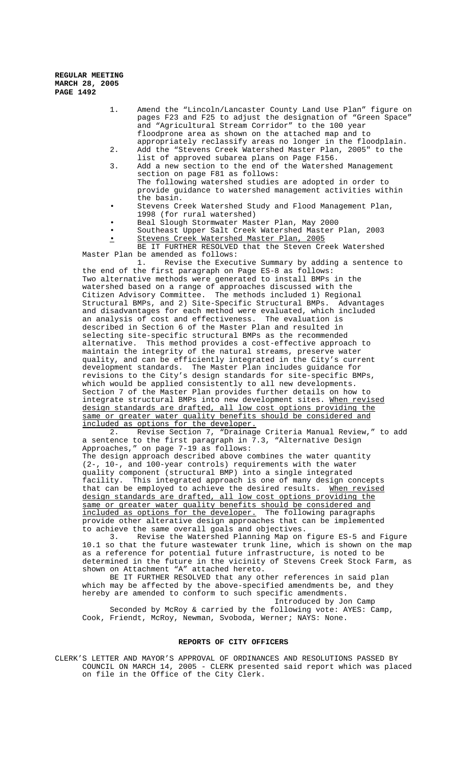1. Amend the "Lincoln/Lancaster County Land Use Plan" figure on pages F23 and F25 to adjust the designation of "Green Space" and "Agricultural Stream Corridor" to the 100 year floodprone area as shown on the attached map and to appropriately reclassify areas no longer in the floodplain.
2. Add the "Stevens Creek Watershed Master Plan, 2005" to the list of approved subarea plans on Page F156.
3. Add a new section to the end of the Watershed Management section on page F81 as follows:
   The following watershed studies are adopted in order to provide guidance to watershed management activities within the basin.
   - Stevens Creek Watershed Study and Flood Management Plan, 1998 (for rural watershed)
   - Beal Slough Stormwater Master Plan, May 2000
   - Southeast Upper Salt Creek Watershed Master Plan, 2003
   - <u>Stevens Creek Watershed Master Plan, 2005</u>

BE IT FURTHER RESOLVED that the Steven Creek Watershed Master Plan be amended as follows:

1. Revise the Executive Summary by adding a sentence to the end of the first paragraph on Page ES-8 as follows:
Two alternative methods were generated to install BMPs in the watershed based on a range of approaches discussed with the Citizen Advisory Committee. The methods included 1) Regional Structural BMPs, and 2) Site-Specific Structural BMPs. Advantages and disadvantages for each method were evaluated, which included an analysis of cost and effectiveness. The evaluation is described in Section 6 of the Master Plan and resulted in selecting site-specific structural BMPs as the recommended alternative. This method provides a cost-effective approach to maintain the integrity of the natural streams, preserve water quality, and can be efficiently integrated in the City's current development standards. The Master Plan includes guidance for revisions to the City's design standards for site-specific BMPs, which would be applied consistently to all new developments. Section 7 of the Master Plan provides further details on how to integrate structural BMPs into new development sites. <u>When revised design standards are drafted, all low cost options providing the same or greater water quality benefits should be considered and included as options for the developer.</u>

2. Revise Section 7, "Drainage Criteria Manual Review," to add a sentence to the first paragraph in 7.3, "Alternative Design Approaches," on page 7-19 as follows:
The design approach described above combines the water quantity (2-, 10-, and 100-year controls) requirements with the water quality component (structural BMP) into a single integrated facility. This integrated approach is one of many design concepts that can be employed to achieve the desired results. <u>When revised design standards are drafted, all low cost options providing the same or greater water quality benefits should be considered and included as options for the developer.</u> The following paragraphs provide other alterative design approaches that can be implemented to achieve the same overall goals and objectives.

3. Revise the Watershed Planning Map on figure ES-5 and Figure 10.1 so that the future wastewater trunk line, which is shown on the map as a reference for potential future infrastructure, is noted to be determined in the future in the vicinity of Stevens Creek Stock Farm, as shown on Attachment "A" attached hereto.

BE IT FURTHER RESOLVED that any other references in said plan which may be affected by the above-specified amendments be, and they hereby are amended to conform to such specific amendments.

Introduced by Jon Camp

Seconded by McRoy & carried by the following vote: AYES: Camp, Cook, Friendt, McRoy, Newman, Svoboda, Werner; NAYS: None.

## REPORTS OF CITY OFFICERS

CLERK'S LETTER AND MAYOR'S APPROVAL OF ORDINANCES AND RESOLUTIONS PASSED BY COUNCIL ON MARCH 14, 2005 - CLERK presented said report which was placed on file in the Office of the City Clerk.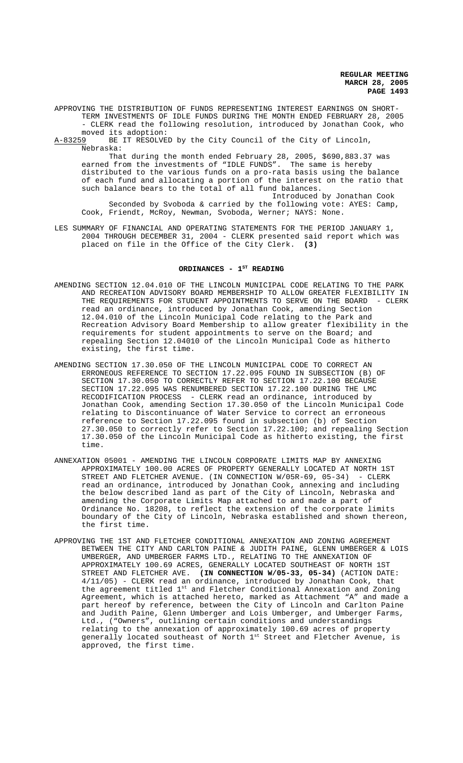APPROVING THE DISTRIBUTION OF FUNDS REPRESENTING INTEREST EARNINGS ON SHORT-TERM INVESTMENTS OF IDLE FUNDS DURING THE MONTH ENDED FEBRUARY 28, 2005 - CLERK read the following resolution, introduced by Jonathan Cook, who moved its adoption:

A-83259 BE IT RESOLVED by the City Council of the City of Lincoln, Nebraska:

That during the month ended February 28, 2005, $690,883.37 was earned from the investments of "IDLE FUNDS". The same is hereby distributed to the various funds on a pro-rata basis using the balance of each fund and allocating a portion of the interest on the ratio that such balance bears to the total of all fund balances.

Introduced by Jonathan Cook

Seconded by Svoboda & carried by the following vote: AYES: Camp, Cook, Friendt, McRoy, Newman, Svoboda, Werner; NAYS: None.

LES SUMMARY OF FINANCIAL AND OPERATING STATEMENTS FOR THE PERIOD JANUARY 1, 2004 THROUGH DECEMBER 31, 2004 - CLERK presented said report which was placed on file in the Office of the City Clerk. **(3)**

## ORDINANCES - 1ST READING

AMENDING SECTION 12.04.010 OF THE LINCOLN MUNICIPAL CODE RELATING TO THE PARK AND RECREATION ADVISORY BOARD MEMBERSHIP TO ALLOW GREATER FLEXIBILITY IN THE REQUIREMENTS FOR STUDENT APPOINTMENTS TO SERVE ON THE BOARD - CLERK read an ordinance, introduced by Jonathan Cook, amending Section 12.04.010 of the Lincoln Municipal Code relating to the Park and Recreation Advisory Board Membership to allow greater flexibility in the requirements for student appointments to serve on the Board; and repealing Section 12.04010 of the Lincoln Municipal Code as hitherto existing, the first time.

AMENDING SECTION 17.30.050 OF THE LINCOLN MUNICIPAL CODE TO CORRECT AN ERRONEOUS REFERENCE TO SECTION 17.22.095 FOUND IN SUBSECTION (B) OF SECTION 17.30.050 TO CORRECTLY REFER TO SECTION 17.22.100 BECAUSE SECTION 17.22.095 WAS RENUMBERED SECTION 17.22.100 DURING THE LMC RECODIFICATION PROCESS - CLERK read an ordinance, introduced by Jonathan Cook, amending Section 17.30.050 of the Lincoln Municipal Code relating to Discontinuance of Water Service to correct an erroneous reference to Section 17.22.095 found in subsection (b) of Section 27.30.050 to correctly refer to Section 17.22.100; and repealing Section 17.30.050 of the Lincoln Municipal Code as hitherto existing, the first time.

ANNEXATION 05001 - AMENDING THE LINCOLN CORPORATE LIMITS MAP BY ANNEXING APPROXIMATELY 100.00 ACRES OF PROPERTY GENERALLY LOCATED AT NORTH 1ST STREET AND FLETCHER AVENUE. (IN CONNECTION W/05R-69, 05-34) - CLERK read an ordinance, introduced by Jonathan Cook, annexing and including the below described land as part of the City of Lincoln, Nebraska and amending the Corporate Limits Map attached to and made a part of Ordinance No. 18208, to reflect the extension of the corporate limits boundary of the City of Lincoln, Nebraska established and shown thereon, the first time.

APPROVING THE 1ST AND FLETCHER CONDITIONAL ANNEXATION AND ZONING AGREEMENT BETWEEN THE CITY AND CARLTON PAINE & JUDITH PAINE, GLENN UMBERGER & LOIS UMBERGER, AND UMBERGER FARMS LTD., RELATING TO THE ANNEXATION OF APPROXIMATELY 100.69 ACRES, GENERALLY LOCATED SOUTHEAST OF NORTH 1ST STREET AND FLETCHER AVE. **(IN CONNECTION W/05-33, 05-34)** (ACTION DATE: 4/11/05) - CLERK read an ordinance, introduced by Jonathan Cook, that the agreement titled 1st and Fletcher Conditional Annexation and Zoning Agreement, which is attached hereto, marked as Attachment "A" and made a part hereof by reference, between the City of Lincoln and Carlton Paine and Judith Paine, Glenn Umberger and Lois Umberger, and Umberger Farms, Ltd., ("Owners", outlining certain conditions and understandings relating to the annexation of approximately 100.69 acres of property generally located southeast of North 1st Street and Fletcher Avenue, is approved, the first time.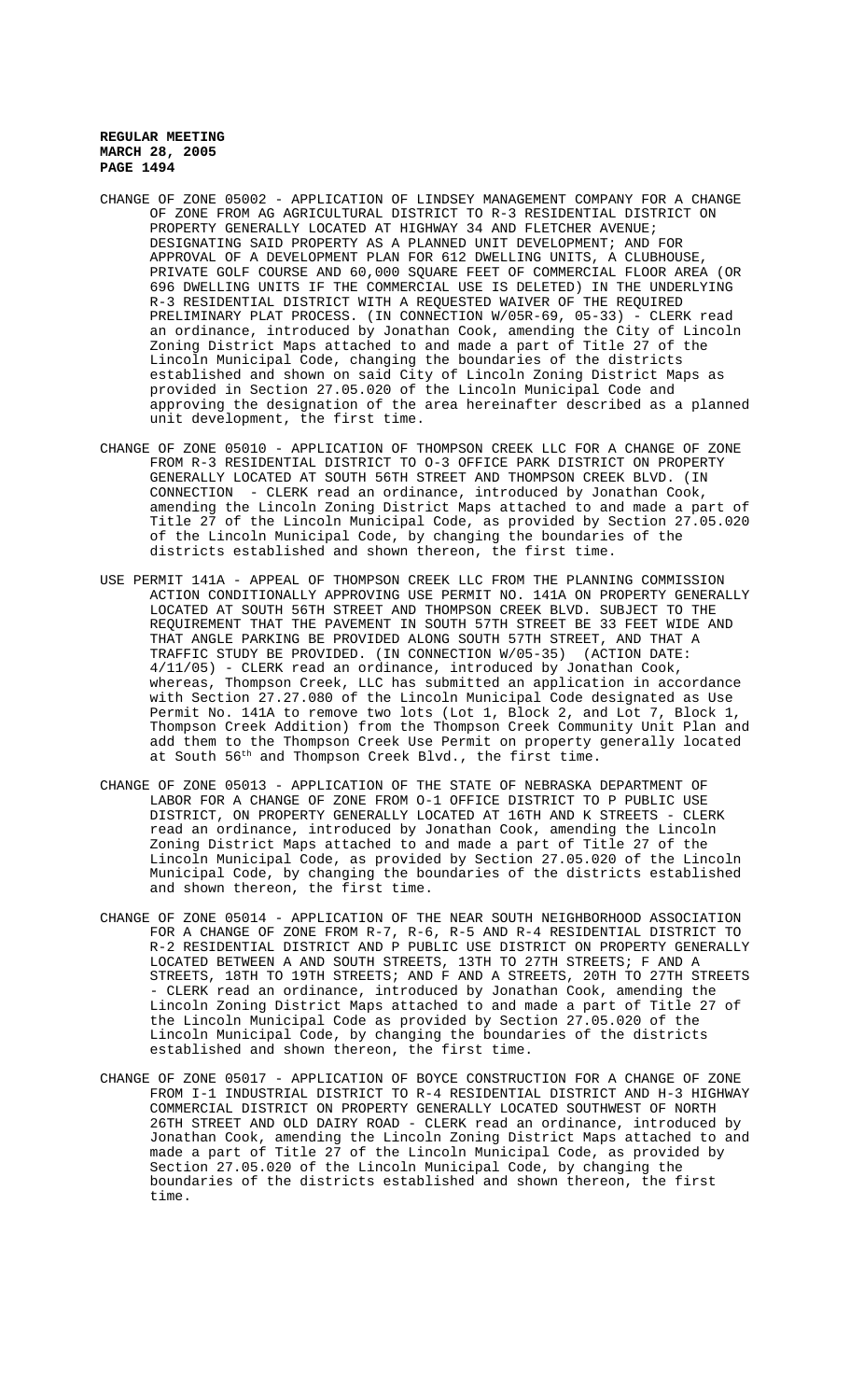CHANGE OF ZONE 05002 - APPLICATION OF LINDSEY MANAGEMENT COMPANY FOR A CHANGE OF ZONE FROM AG AGRICULTURAL DISTRICT TO R-3 RESIDENTIAL DISTRICT ON PROPERTY GENERALLY LOCATED AT HIGHWAY 34 AND FLETCHER AVENUE; DESIGNATING SAID PROPERTY AS A PLANNED UNIT DEVELOPMENT; AND FOR APPROVAL OF A DEVELOPMENT PLAN FOR 612 DWELLING UNITS, A CLUBHOUSE, PRIVATE GOLF COURSE AND 60,000 SQUARE FEET OF COMMERCIAL FLOOR AREA (OR 696 DWELLING UNITS IF THE COMMERCIAL USE IS DELETED) IN THE UNDERLYING R-3 RESIDENTIAL DISTRICT WITH A REQUESTED WAIVER OF THE REQUIRED PRELIMINARY PLAT PROCESS. (IN CONNECTION W/05R-69, 05-33) - CLERK read an ordinance, introduced by Jonathan Cook, amending the City of Lincoln Zoning District Maps attached to and made a part of Title 27 of the Lincoln Municipal Code, changing the boundaries of the districts established and shown on said City of Lincoln Zoning District Maps as provided in Section 27.05.020 of the Lincoln Municipal Code and approving the designation of the area hereinafter described as a planned unit development, the first time.

CHANGE OF ZONE 05010 - APPLICATION OF THOMPSON CREEK LLC FOR A CHANGE OF ZONE FROM R-3 RESIDENTIAL DISTRICT TO O-3 OFFICE PARK DISTRICT ON PROPERTY GENERALLY LOCATED AT SOUTH 56TH STREET AND THOMPSON CREEK BLVD. (IN CONNECTION - CLERK read an ordinance, introduced by Jonathan Cook, amending the Lincoln Zoning District Maps attached to and made a part of Title 27 of the Lincoln Municipal Code, as provided by Section 27.05.020 of the Lincoln Municipal Code, by changing the boundaries of the districts established and shown thereon, the first time.

USE PERMIT 141A - APPEAL OF THOMPSON CREEK LLC FROM THE PLANNING COMMISSION ACTION CONDITIONALLY APPROVING USE PERMIT NO. 141A ON PROPERTY GENERALLY LOCATED AT SOUTH 56TH STREET AND THOMPSON CREEK BLVD. SUBJECT TO THE REQUIREMENT THAT THE PAVEMENT IN SOUTH 57TH STREET BE 33 FEET WIDE AND THAT ANGLE PARKING BE PROVIDED ALONG SOUTH 57TH STREET, AND THAT A TRAFFIC STUDY BE PROVIDED. (IN CONNECTION W/05-35) (ACTION DATE: 4/11/05) - CLERK read an ordinance, introduced by Jonathan Cook, whereas, Thompson Creek, LLC has submitted an application in accordance with Section 27.27.080 of the Lincoln Municipal Code designated as Use Permit No. 141A to remove two lots (Lot 1, Block 2, and Lot 7, Block 1, Thompson Creek Addition) from the Thompson Creek Community Unit Plan and add them to the Thompson Creek Use Permit on property generally located at South 56th and Thompson Creek Blvd., the first time.

CHANGE OF ZONE 05013 - APPLICATION OF THE STATE OF NEBRASKA DEPARTMENT OF LABOR FOR A CHANGE OF ZONE FROM O-1 OFFICE DISTRICT TO P PUBLIC USE DISTRICT, ON PROPERTY GENERALLY LOCATED AT 16TH AND K STREETS - CLERK read an ordinance, introduced by Jonathan Cook, amending the Lincoln Zoning District Maps attached to and made a part of Title 27 of the Lincoln Municipal Code, as provided by Section 27.05.020 of the Lincoln Municipal Code, by changing the boundaries of the districts established and shown thereon, the first time.

CHANGE OF ZONE 05014 - APPLICATION OF THE NEAR SOUTH NEIGHBORHOOD ASSOCIATION FOR A CHANGE OF ZONE FROM R-7, R-6, R-5 AND R-4 RESIDENTIAL DISTRICT TO R-2 RESIDENTIAL DISTRICT AND P PUBLIC USE DISTRICT ON PROPERTY GENERALLY LOCATED BETWEEN A AND SOUTH STREETS, 13TH TO 27TH STREETS; F AND A STREETS, 18TH TO 19TH STREETS; AND F AND A STREETS, 20TH TO 27TH STREETS - CLERK read an ordinance, introduced by Jonathan Cook, amending the Lincoln Zoning District Maps attached to and made a part of Title 27 of the Lincoln Municipal Code as provided by Section 27.05.020 of the Lincoln Municipal Code, by changing the boundaries of the districts established and shown thereon, the first time.

CHANGE OF ZONE 05017 - APPLICATION OF BOYCE CONSTRUCTION FOR A CHANGE OF ZONE FROM I-1 INDUSTRIAL DISTRICT TO R-4 RESIDENTIAL DISTRICT AND H-3 HIGHWAY COMMERCIAL DISTRICT ON PROPERTY GENERALLY LOCATED SOUTHWEST OF NORTH 26TH STREET AND OLD DAIRY ROAD - CLERK read an ordinance, introduced by Jonathan Cook, amending the Lincoln Zoning District Maps attached to and made a part of Title 27 of the Lincoln Municipal Code, as provided by Section 27.05.020 of the Lincoln Municipal Code, by changing the boundaries of the districts established and shown thereon, the first time.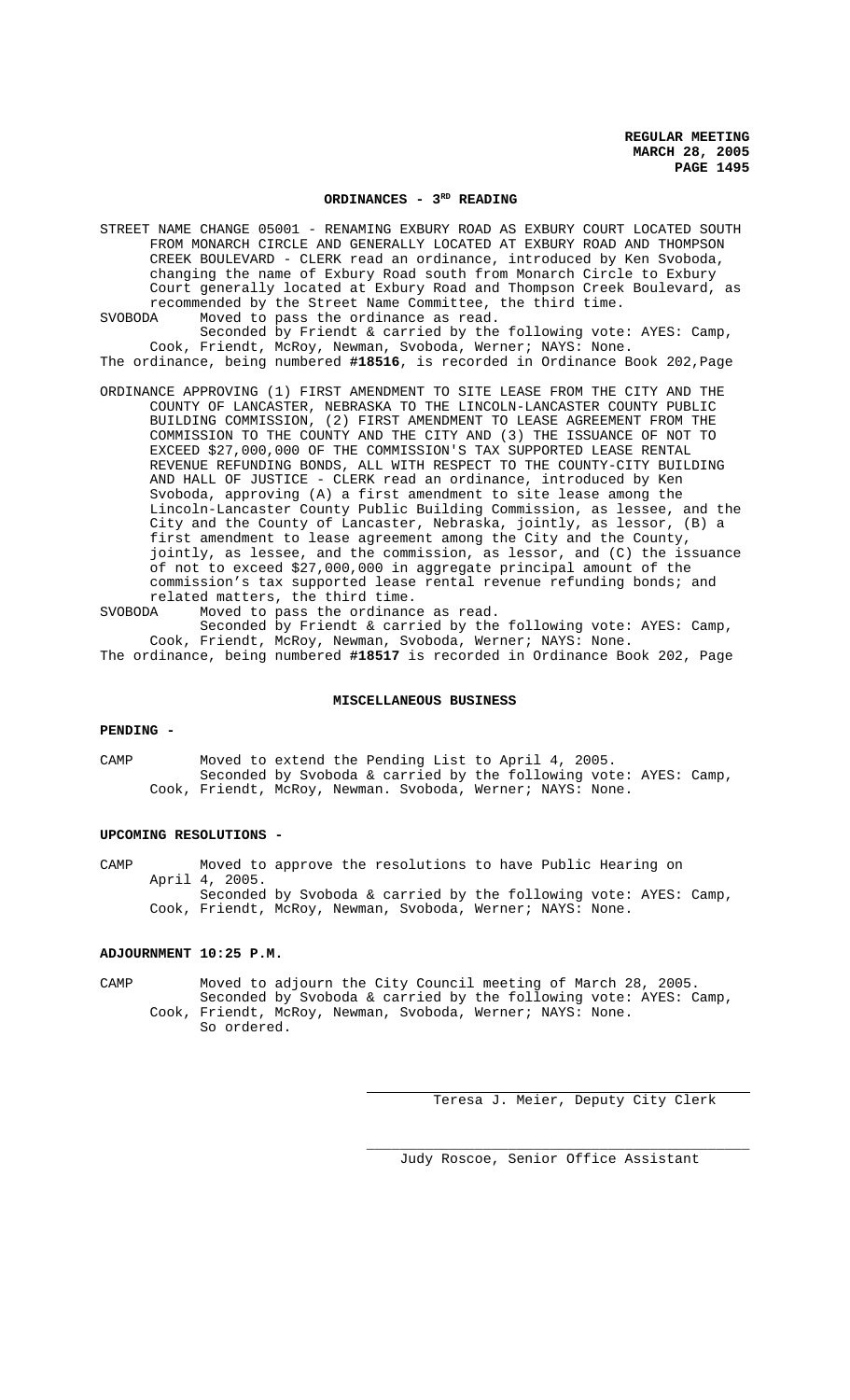## ORDINANCES - 3[RD] READING

STREET NAME CHANGE 05001 - RENAMING EXBURY ROAD AS EXBURY COURT LOCATED SOUTH FROM MONARCH CIRCLE AND GENERALLY LOCATED AT EXBURY ROAD AND THOMPSON CREEK BOULEVARD - CLERK read an ordinance, introduced by Ken Svoboda, changing the name of Exbury Road south from Monarch Circle to Exbury Court generally located at Exbury Road and Thompson Creek Boulevard, as recommended by the Street Name Committee, the third time.

SVOBODA Moved to pass the ordinance as read.
Seconded by Friendt & carried by the following vote: AYES: Camp, Cook, Friendt, McRoy, Newman, Svoboda, Werner; NAYS: None.

The ordinance, being numbered **#18516**, is recorded in Ordinance Book 202,Page

ORDINANCE APPROVING (1) FIRST AMENDMENT TO SITE LEASE FROM THE CITY AND THE COUNTY OF LANCASTER, NEBRASKA TO THE LINCOLN-LANCASTER COUNTY PUBLIC BUILDING COMMISSION, (2) FIRST AMENDMENT TO LEASE AGREEMENT FROM THE COMMISSION TO THE COUNTY AND THE CITY AND (3) THE ISSUANCE OF NOT TO EXCEED $27,000,000 OF THE COMMISSION'S TAX SUPPORTED LEASE RENTAL REVENUE REFUNDING BONDS, ALL WITH RESPECT TO THE COUNTY-CITY BUILDING AND HALL OF JUSTICE - CLERK read an ordinance, introduced by Ken Svoboda, approving (A) a first amendment to site lease among the Lincoln-Lancaster County Public Building Commission, as lessee, and the City and the County of Lancaster, Nebraska, jointly, as lessor, (B) a first amendment to lease agreement among the City and the County, jointly, as lessee, and the commission, as lessor, and (C) the issuance of not to exceed $27,000,000 in aggregate principal amount of the commission's tax supported lease rental revenue refunding bonds; and related matters, the third time.

SVOBODA Moved to pass the ordinance as read.
Seconded by Friendt & carried by the following vote: AYES: Camp, Cook, Friendt, McRoy, Newman, Svoboda, Werner; NAYS: None.

The ordinance, being numbered **#18517** is recorded in Ordinance Book 202, Page

## MISCELLANEOUS BUSINESS

### PENDING -

CAMP Moved to extend the Pending List to April 4, 2005.
Seconded by Svoboda & carried by the following vote: AYES: Camp, Cook, Friendt, McRoy, Newman. Svoboda, Werner; NAYS: None.

### UPCOMING RESOLUTIONS -

CAMP Moved to approve the resolutions to have Public Hearing on April 4, 2005.
Seconded by Svoboda & carried by the following vote: AYES: Camp, Cook, Friendt, McRoy, Newman, Svoboda, Werner; NAYS: None.

### ADJOURNMENT 10:25 P.M.

CAMP Moved to adjourn the City Council meeting of March 28, 2005.
Seconded by Svoboda & carried by the following vote: AYES: Camp, Cook, Friendt, McRoy, Newman, Svoboda, Werner; NAYS: None.
So ordered.

Teresa J. Meier, Deputy City Clerk

Judy Roscoe, Senior Office Assistant